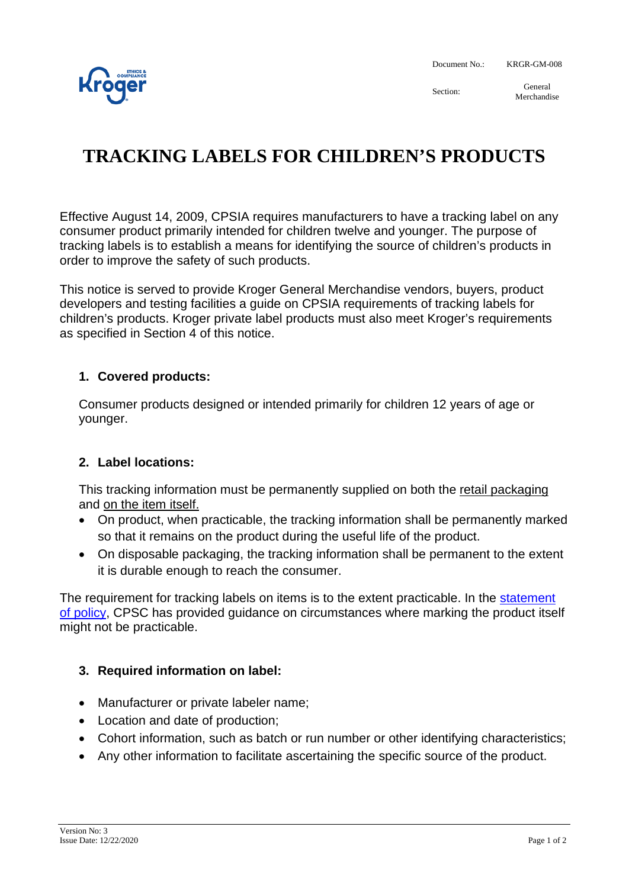Document No.: KRGR-GM-008

Section: General Merchandise

# TRACKING LABELS FOR CHILDREN'S PRODUCTS

Effective August 14, 2009, CPSIA requires manufacturers to have a tracking label on any consumer product primarily intended for children twelve and younger. The purpose of tracking labels is to establish a means for identifying the source of children's products in order to improve the safety of such products.

This notice is served to provide Kroger General Merchandise vendors, buyers, product developers and testing facilities a guide on CPSIA requirements of tracking labels for children's products. Kroger private label products must also meet Kroger's requirements as specified in Section 4 of this notice.

## 1. Covered products:

Consumer products designed or intended primarily for children 12 years of age or younger.

## 2. Label locations:

This tracking information must be permanently supplied on both the retail packaging and on the item itself.

- On product, when practicable, the tracking information shall be permanently marked so that it remains on the product during the useful life of the product.
- On disposable packaging, the tracking information shall be permanent to the extent it is durable enough to reach the consumer.

The requirement for tracking labels on items is to the extent practicable. In the statement of policy, CPSC has provided guidance on circumstances where marking the product itself might not be practicable.

## 3. Required information on label:

- Manufacturer or private labeler name;
- Location and date of production;
- Cohort information, such as batch or run number or other identifying characteristics;
- Any other information to facilitate ascertaining the specific source of the product.

Version No: 3
Issue Date: 12/22/2020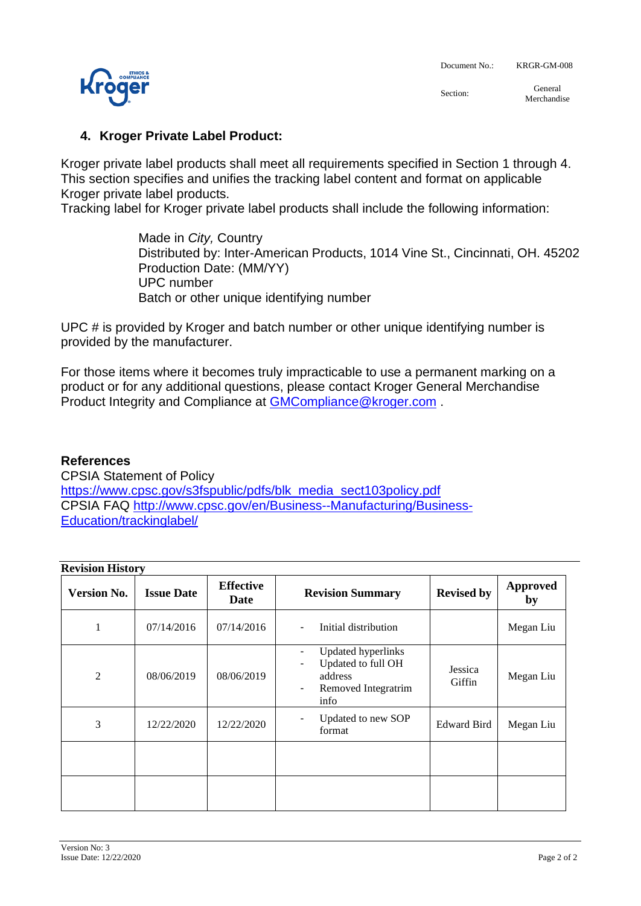#### 4. Kroger Private Label Product:

Kroger private label products shall meet all requirements specified in Section 1 through 4. This section specifies and unifies the tracking label content and format on applicable Kroger private label products.
Tracking label for Kroger private label products shall include the following information:

> Made in *City,* Country
> Distributed by: Inter-American Products, 1014 Vine St., Cincinnati, OH. 45202
> Production Date: (MM/YY)
> UPC number
> Batch or other unique identifying number

UPC # is provided by Kroger and batch number or other unique identifying number is provided by the manufacturer.

For those items where it becomes truly impracticable to use a permanent marking on a product or for any additional questions, please contact Kroger General Merchandise Product Integrity and Compliance at GMCompliance@kroger.com .

**References**
CPSIA Statement of Policy
https://www.cpsc.gov/s3fspublic/pdfs/blk_media_sect103policy.pdf
CPSIA FAQ http://www.cpsc.gov/en/Business--Manufacturing/Business-Education/trackinglabel/

**Revision History**

| Version No. | Issue Date | Effective Date | Revision Summary | Revised by | Approved by |
|---|---|---|---|---|---|
| 1 | 07/14/2016 | 07/14/2016 | - Initial distribution | | Megan Liu |
| 2 | 08/06/2019 | 08/06/2019 | - Updated hyperlinks<br>- Updated to full OH address<br>- Removed Integratrim info | Jessica Giffin | Megan Liu |
| 3 | 12/22/2020 | 12/22/2020 | - Updated to new SOP format | Edward Bird | Megan Liu |
| | | | | | |
| | | | | | |